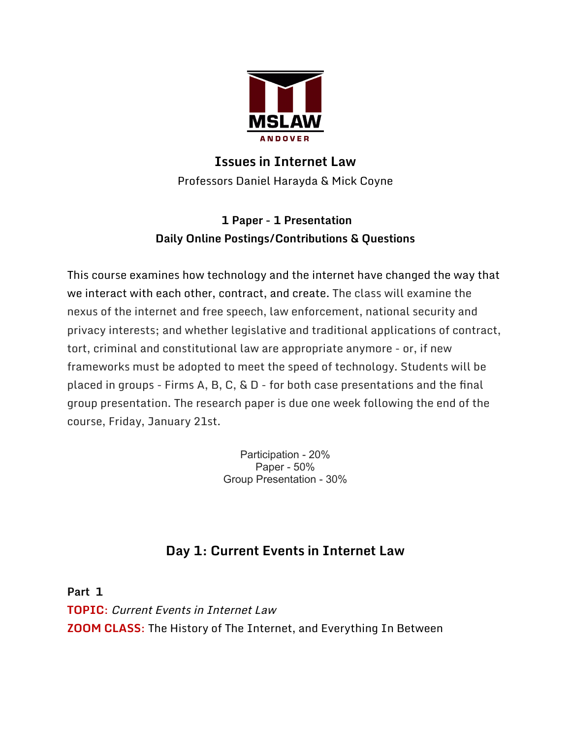MSLAW ANDOVER

# Issues in Internet Law

Professors Daniel Harayda & Mick Coyne

**1 Paper - 1 Presentation**
**Daily Online Postings/Contributions & Questions**

This course examines how technology and the internet have changed the way that we interact with each other, contract, and create. The class will examine the nexus of the internet and free speech, law enforcement, national security and privacy interests; and whether legislative and traditional applications of contract, tort, criminal and constitutional law are appropriate anymore - or, if new frameworks must be adopted to meet the speed of technology. Students will be placed in groups - Firms A, B, C, & D - for both case presentations and the final group presentation. The research paper is due one week following the end of the course, Friday, January 21st.

Participation - 20%
Paper - 50%
Group Presentation - 30%

## Day 1: Current Events in Internet Law

**Part 1**
**TOPIC**: *Current Events in Internet Law*
**ZOOM CLASS**: The History of The Internet, and Everything In Between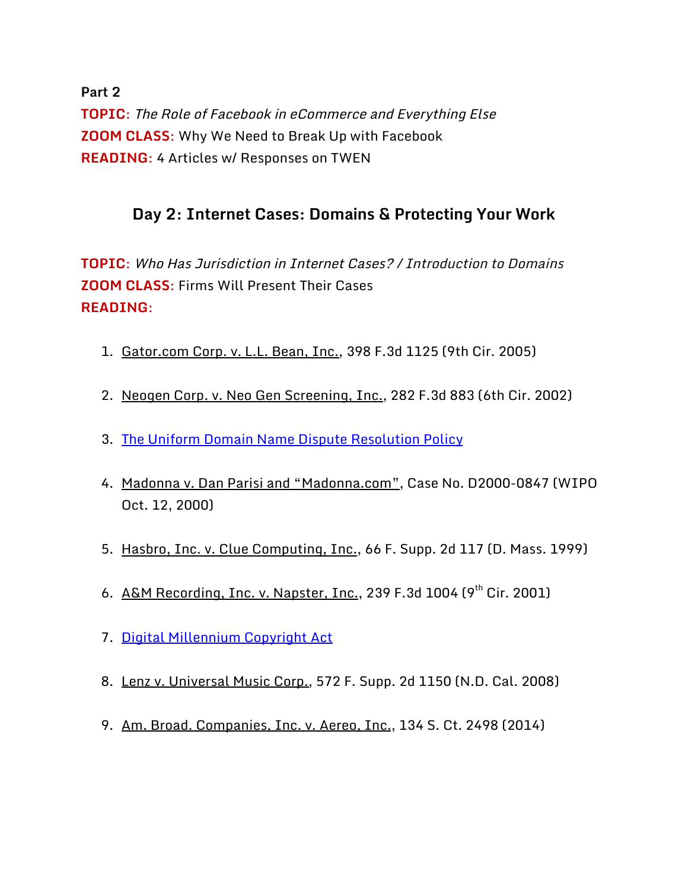**Part 2**
**TOPIC**: *The Role of Facebook in eCommerce and Everything Else*
**ZOOM CLASS**: Why We Need to Break Up with Facebook
**READING:** 4 Articles w/ Responses on TWEN

## Day 2: Internet Cases: Domains & Protecting Your Work

**TOPIC**: *Who Has Jurisdiction in Internet Cases? / Introduction to Domains*
**ZOOM CLASS**: Firms Will Present Their Cases
**READING**:

1. Gator.com Corp. v. L.L. Bean, Inc., 398 F.3d 1125 (9th Cir. 2005)
2. Neogen Corp. v. Neo Gen Screening, Inc., 282 F.3d 883 (6th Cir. 2002)
3. The Uniform Domain Name Dispute Resolution Policy
4. Madonna v. Dan Parisi and "Madonna.com", Case No. D2000-0847 (WIPO Oct. 12, 2000)
5. Hasbro, Inc. v. Clue Computing, Inc., 66 F. Supp. 2d 117 (D. Mass. 1999)
6. A&M Recording, Inc. v. Napster, Inc., 239 F.3d 1004 (9th Cir. 2001)
7. Digital Millennium Copyright Act
8. Lenz v. Universal Music Corp., 572 F. Supp. 2d 1150 (N.D. Cal. 2008)
9. Am. Broad. Companies, Inc. v. Aereo, Inc., 134 S. Ct. 2498 (2014)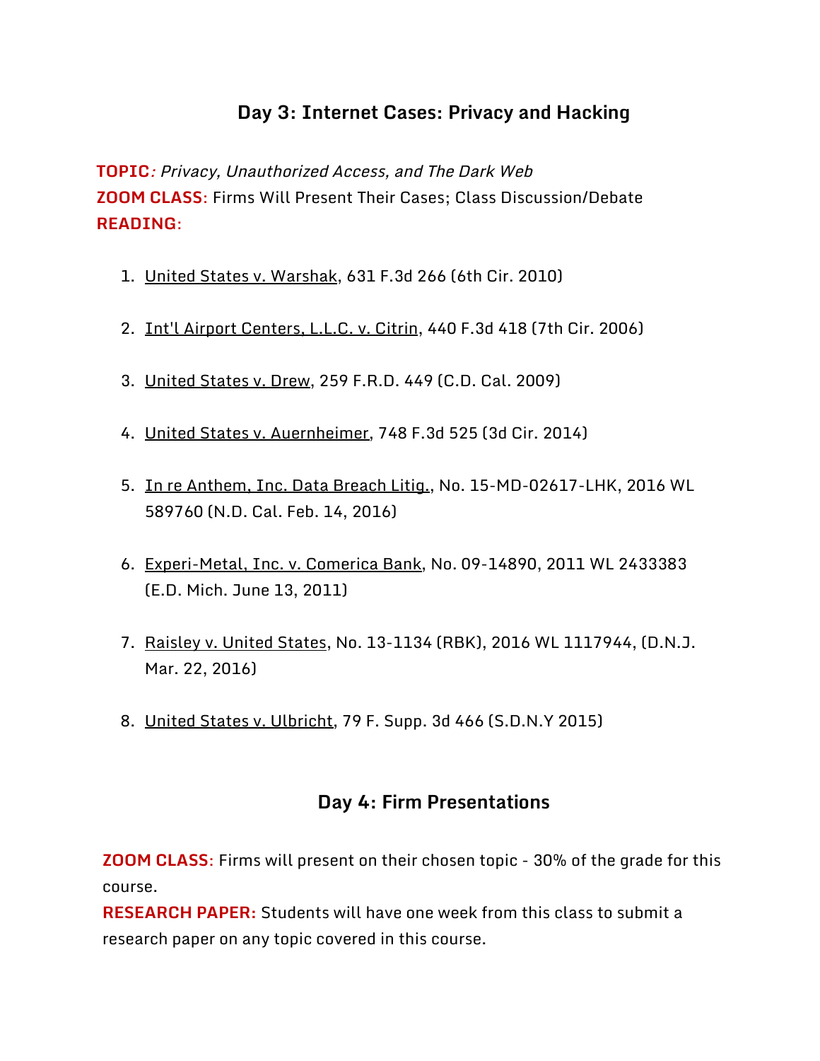## Day 3: Internet Cases: Privacy and Hacking

**TOPIC**: *Privacy, Unauthorized Access, and The Dark Web*
**ZOOM CLASS**: Firms Will Present Their Cases; Class Discussion/Debate
**READING**:

1. United States v. Warshak, 631 F.3d 266 (6th Cir. 2010)

2. Int'l Airport Centers, L.L.C. v. Citrin, 440 F.3d 418 (7th Cir. 2006)

3. United States v. Drew, 259 F.R.D. 449 (C.D. Cal. 2009)

4. United States v. Auernheimer, 748 F.3d 525 (3d Cir. 2014)

5. In re Anthem, Inc. Data Breach Litig., No. 15-MD-02617-LHK, 2016 WL 589760 (N.D. Cal. Feb. 14, 2016)

6. Experi-Metal, Inc. v. Comerica Bank, No. 09-14890, 2011 WL 2433383 (E.D. Mich. June 13, 2011)

7. Raisley v. United States, No. 13-1134 (RBK), 2016 WL 1117944, (D.N.J. Mar. 22, 2016)

8. United States v. Ulbricht, 79 F. Supp. 3d 466 (S.D.N.Y 2015)

## Day 4: Firm Presentations

**ZOOM CLASS**: Firms will present on their chosen topic - 30% of the grade for this course.
**RESEARCH PAPER:** Students will have one week from this class to submit a research paper on any topic covered in this course.